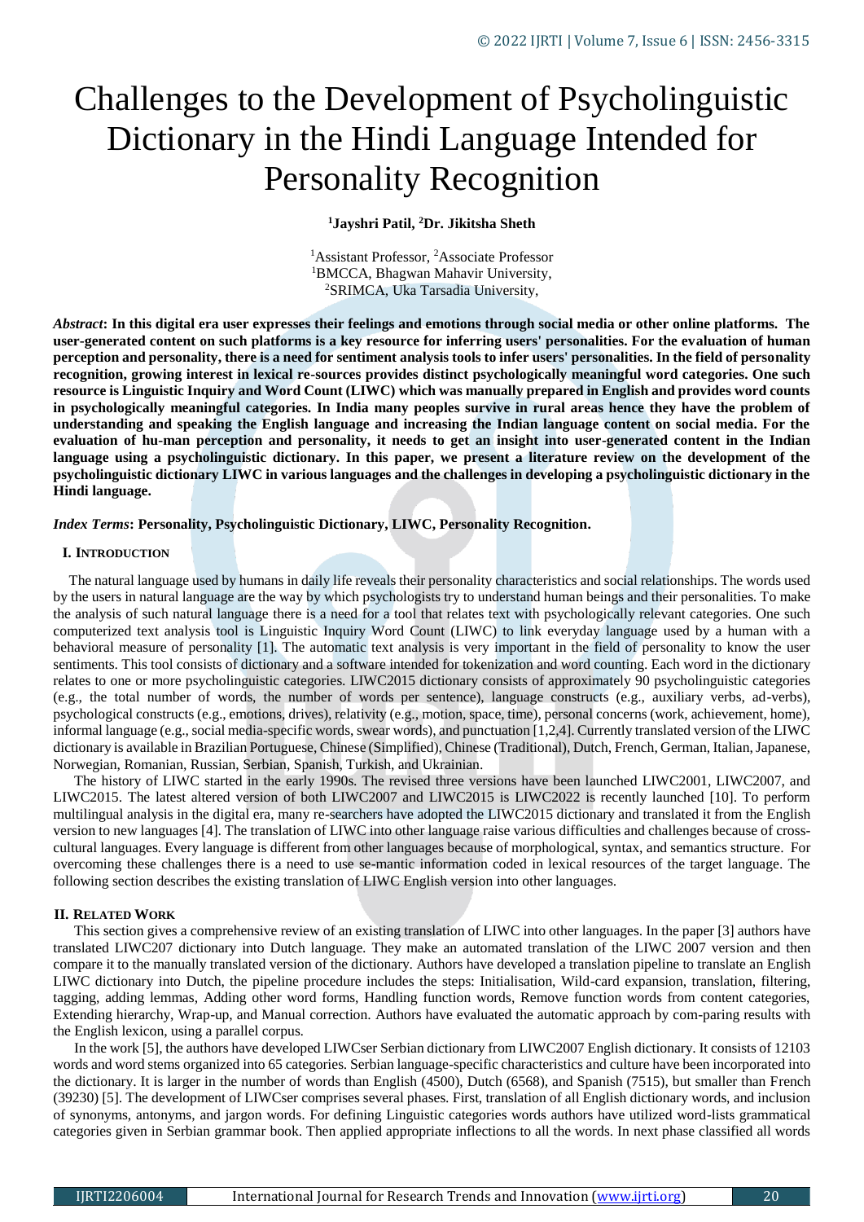# Challenges to the Development of Psycholinguistic Dictionary in the Hindi Language Intended for Personality Recognition

**[1]Jayshri Patil, [2]Dr. Jikitsha Sheth**

[1]Assistant Professor, [2]Associate Professor
[1]BMCCA, Bhagwan Mahavir University,
[2]SRIMCA, Uka Tarsadia University,

***Abstract*: In this digital era user expresses their feelings and emotions through social media or other online platforms. The user-generated content on such platforms is a key resource for inferring users' personalities. For the evaluation of human perception and personality, there is a need for sentiment analysis tools to infer users' personalities. In the field of personality recognition, growing interest in lexical re-sources provides distinct psychologically meaningful word categories. One such resource is Linguistic Inquiry and Word Count (LIWC) which was manually prepared in English and provides word counts in psychologically meaningful categories. In India many peoples survive in rural areas hence they have the problem of understanding and speaking the English language and increasing the Indian language content on social media. For the evaluation of hu-man perception and personality, it needs to get an insight into user-generated content in the Indian language using a psycholinguistic dictionary. In this paper, we present a literature review on the development of the psycholinguistic dictionary LIWC in various languages and the challenges in developing a psycholinguistic dictionary in the Hindi language.**

***Index Terms*: Personality, Psycholinguistic Dictionary, LIWC, Personality Recognition.**

## I. Introduction

The natural language used by humans in daily life reveals their personality characteristics and social relationships. The words used by the users in natural language are the way by which psychologists try to understand human beings and their personalities. To make the analysis of such natural language there is a need for a tool that relates text with psychologically relevant categories. One such computerized text analysis tool is Linguistic Inquiry Word Count (LIWC) to link everyday language used by a human with a behavioral measure of personality [1]. The automatic text analysis is very important in the field of personality to know the user sentiments. This tool consists of dictionary and a software intended for tokenization and word counting. Each word in the dictionary relates to one or more psycholinguistic categories. LIWC2015 dictionary consists of approximately 90 psycholinguistic categories (e.g., the total number of words, the number of words per sentence), language constructs (e.g., auxiliary verbs, ad-verbs), psychological constructs (e.g., emotions, drives), relativity (e.g., motion, space, time), personal concerns (work, achievement, home), informal language (e.g., social media-specific words, swear words), and punctuation [1,2,4]. Currently translated version of the LIWC dictionary is available in Brazilian Portuguese, Chinese (Simplified), Chinese (Traditional), Dutch, French, German, Italian, Japanese, Norwegian, Romanian, Russian, Serbian, Spanish, Turkish, and Ukrainian.

The history of LIWC started in the early 1990s. The revised three versions have been launched LIWC2001, LIWC2007, and LIWC2015. The latest altered version of both LIWC2007 and LIWC2015 is LIWC2022 is recently launched [10]. To perform multilingual analysis in the digital era, many re-searchers have adopted the LIWC2015 dictionary and translated it from the English version to new languages [4]. The translation of LIWC into other language raise various difficulties and challenges because of cross-cultural languages. Every language is different from other languages because of morphological, syntax, and semantics structure. For overcoming these challenges there is a need to use se-mantic information coded in lexical resources of the target language. The following section describes the existing translation of LIWC English version into other languages.

## II. Related Work

This section gives a comprehensive review of an existing translation of LIWC into other languages. In the paper [3] authors have translated LIWC207 dictionary into Dutch language. They make an automated translation of the LIWC 2007 version and then compare it to the manually translated version of the dictionary. Authors have developed a translation pipeline to translate an English LIWC dictionary into Dutch, the pipeline procedure includes the steps: Initialisation, Wild-card expansion, translation, filtering, tagging, adding lemmas, Adding other word forms, Handling function words, Remove function words from content categories, Extending hierarchy, Wrap-up, and Manual correction. Authors have evaluated the automatic approach by com-paring results with the English lexicon, using a parallel corpus.

In the work [5], the authors have developed LIWCser Serbian dictionary from LIWC2007 English dictionary. It consists of 12103 words and word stems organized into 65 categories. Serbian language-specific characteristics and culture have been incorporated into the dictionary. It is larger in the number of words than English (4500), Dutch (6568), and Spanish (7515), but smaller than French (39230) [5]. The development of LIWCser comprises several phases. First, translation of all English dictionary words, and inclusion of synonyms, antonyms, and jargon words. For defining Linguistic categories words authors have utilized word-lists grammatical categories given in Serbian grammar book. Then applied appropriate inflections to all the words. In next phase classified all words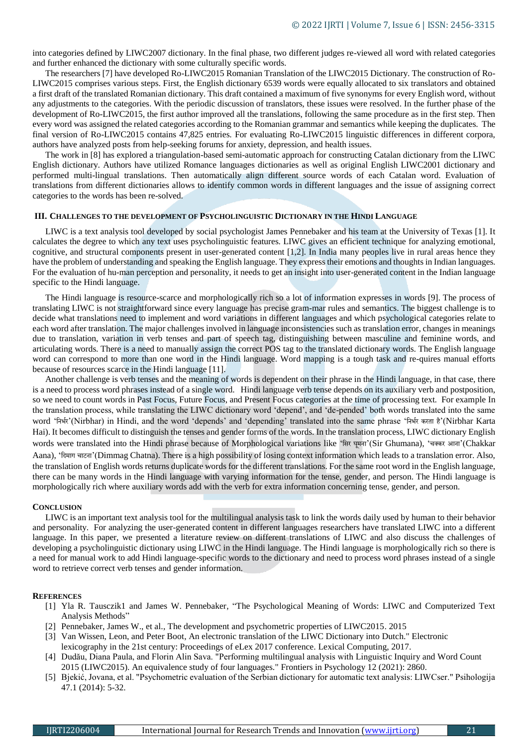into categories defined by LIWC2007 dictionary. In the final phase, two different judges re-viewed all word with related categories and further enhanced the dictionary with some culturally specific words.

The researchers [7] have developed Ro-LIWC2015 Romanian Translation of the LIWC2015 Dictionary. The construction of Ro-LIWC2015 comprises various steps. First, the English dictionary 6539 words were equally allocated to six translators and obtained a first draft of the translated Romanian dictionary. This draft contained a maximum of five synonyms for every English word, without any adjustments to the categories. With the periodic discussion of translators, these issues were resolved. In the further phase of the development of Ro-LIWC2015, the first author improved all the translations, following the same procedure as in the first step. Then every word was assigned the related categories according to the Romanian grammar and semantics while keeping the duplicates. The final version of Ro-LIWC2015 contains 47,825 entries. For evaluating Ro-LIWC2015 linguistic differences in different corpora, authors have analyzed posts from help-seeking forums for anxiety, depression, and health issues.

The work in [8] has explored a triangulation-based semi-automatic approach for constructing Catalan dictionary from the LIWC English dictionary. Authors have utilized Romance languages dictionaries as well as original English LIWC2001 dictionary and performed multi-lingual translations. Then automatically align different source words of each Catalan word. Evaluation of translations from different dictionaries allows to identify common words in different languages and the issue of assigning correct categories to the words has been re-solved.

## III. Challenges to the Development of Psycholinguistic Dictionary in the Hindi Language

LIWC is a text analysis tool developed by social psychologist James Pennebaker and his team at the University of Texas [1]. It calculates the degree to which any text uses psycholinguistic features. LIWC gives an efficient technique for analyzing emotional, cognitive, and structural components present in user-generated content [1,2]. In India many peoples live in rural areas hence they have the problem of understanding and speaking the English language. They express their emotions and thoughts in Indian languages. For the evaluation of hu-man perception and personality, it needs to get an insight into user-generated content in the Indian language specific to the Hindi language.

The Hindi language is resource-scarce and morphologically rich so a lot of information expresses in words [9]. The process of translating LIWC is not straightforward since every language has precise gram-mar rules and semantics. The biggest challenge is to decide what translations need to implement and word variations in different languages and which psychological categories relate to each word after translation. The major challenges involved in language inconsistencies such as translation error, changes in meanings due to translation, variation in verb tenses and part of speech tag, distinguishing between masculine and feminine words, and articulating words. There is a need to manually assign the correct POS tag to the translated dictionary words. The English language word can correspond to more than one word in the Hindi language. Word mapping is a tough task and re-quires manual efforts because of resources scarce in the Hindi language [11].

Another challenge is verb tenses and the meaning of words is dependent on their phrase in the Hindi language, in that case, there is a need to process word phrases instead of a single word. Hindi language verb tense depends on its auxiliary verb and postposition, so we need to count words in Past Focus, Future Focus, and Present Focus categories at the time of processing text. For example In the translation process, while translating the LIWC dictionary word 'depend', and 'de-pended' both words translated into the same word 'निर्भर'(Nirbhar) in Hindi, and the word 'depends' and 'depending' translated into the same phrase 'निर्भर करता है'(Nirbhar Karta Hai). It becomes difficult to distinguish the tenses and gender forms of the words. In the translation process, LIWC dictionary English words were translated into the Hindi phrase because of Morphological variations like 'सिर घूमना'(Sir Ghumana), 'चक्कर आना'(Chakkar Aana), 'दिमाग चाटना'(Dimmag Chatna). There is a high possibility of losing context information which leads to a translation error. Also, the translation of English words returns duplicate words for the different translations. For the same root word in the English language, there can be many words in the Hindi language with varying information for the tense, gender, and person. The Hindi language is morphologically rich where auxiliary words add with the verb for extra information concerning tense, gender, and person.

## Conclusion

LIWC is an important text analysis tool for the multilingual analysis task to link the words daily used by human to their behavior and personality. For analyzing the user-generated content in different languages researchers have translated LIWC into a different language. In this paper, we presented a literature review on different translations of LIWC and also discuss the challenges of developing a psycholinguistic dictionary using LIWC in the Hindi language. The Hindi language is morphologically rich so there is a need for manual work to add Hindi language-specific words to the dictionary and need to process word phrases instead of a single word to retrieve correct verb tenses and gender information.

## References

[1] Yla R. Tausczik1 and James W. Pennebaker, "The Psychological Meaning of Words: LIWC and Computerized Text Analysis Methods"

[2] Pennebaker, James W., et al., The development and psychometric properties of LIWC2015. 2015

[3] Van Wissen, Leon, and Peter Boot, An electronic translation of the LIWC Dictionary into Dutch." Electronic lexicography in the 21st century: Proceedings of eLex 2017 conference. Lexical Computing, 2017.

[4] Dudău, Diana Paula, and Florin Alin Sava. "Performing multilingual analysis with Linguistic Inquiry and Word Count 2015 (LIWC2015). An equivalence study of four languages." Frontiers in Psychology 12 (2021): 2860.

[5] Bjekić, Jovana, et al. "Psychometric evaluation of the Serbian dictionary for automatic text analysis: LIWCser." Psihologija 47.1 (2014): 5-32.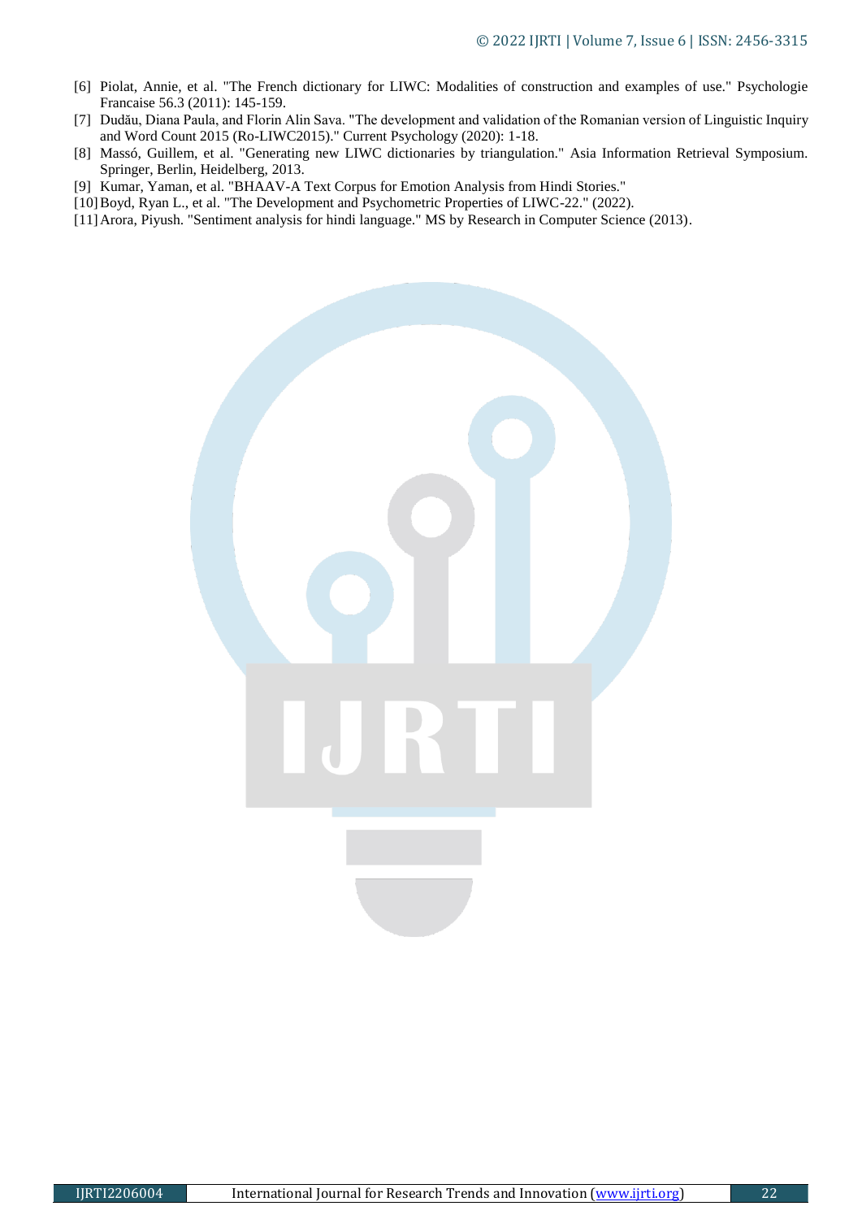[6] Piolat, Annie, et al. "The French dictionary for LIWC: Modalities of construction and examples of use." Psychologie Francaise 56.3 (2011): 145-159.

[7] Dudău, Diana Paula, and Florin Alin Sava. "The development and validation of the Romanian version of Linguistic Inquiry and Word Count 2015 (Ro-LIWC2015)." Current Psychology (2020): 1-18.

[8] Massó, Guillem, et al. "Generating new LIWC dictionaries by triangulation." Asia Information Retrieval Symposium. Springer, Berlin, Heidelberg, 2013.

[9] Kumar, Yaman, et al. "BHAAV-A Text Corpus for Emotion Analysis from Hindi Stories."

[10] Boyd, Ryan L., et al. "The Development and Psychometric Properties of LIWC-22." (2022).

[11] Arora, Piyush. "Sentiment analysis for hindi language." MS by Research in Computer Science (2013).